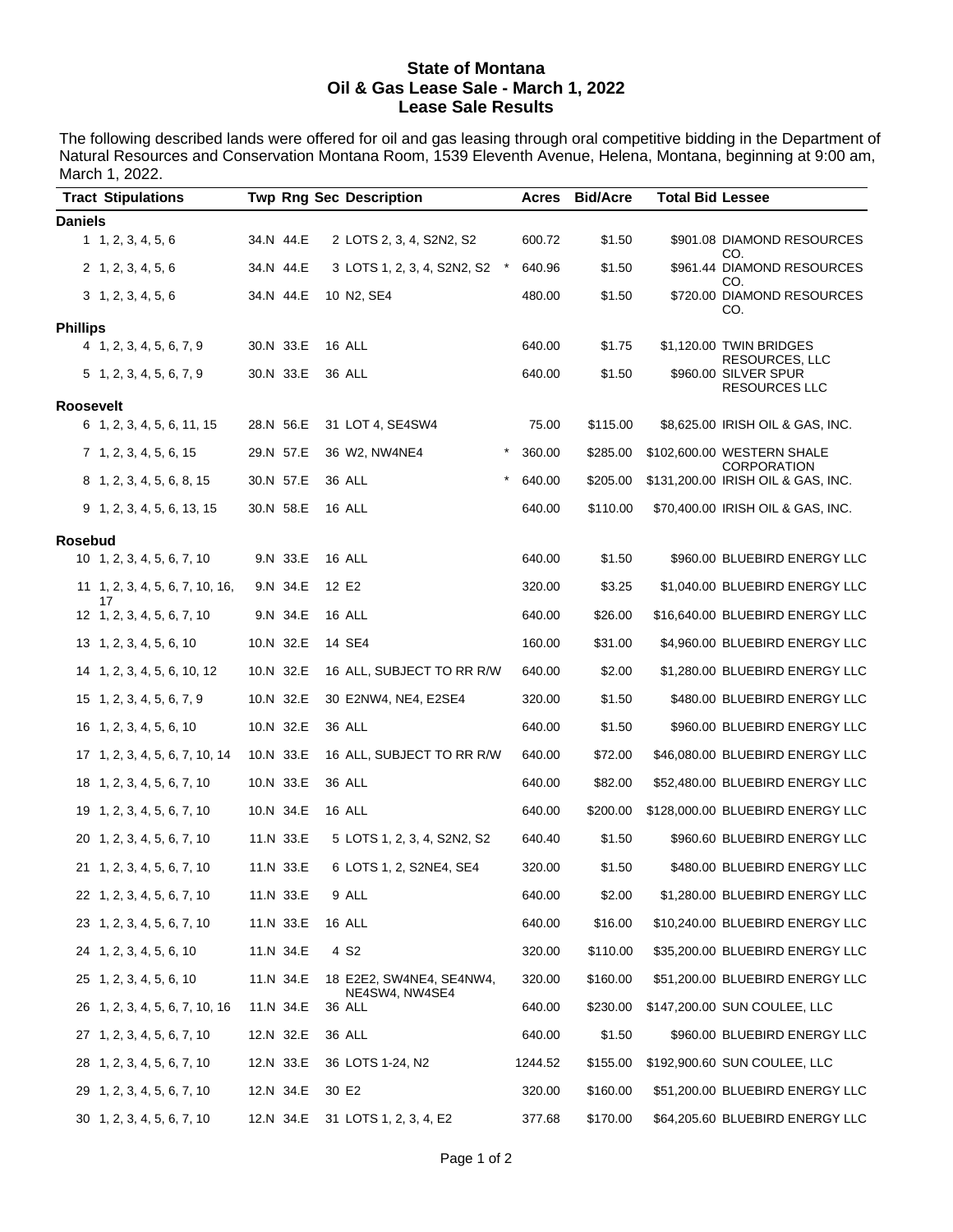**State of Montana**
**Oil & Gas Lease Sale - March 1, 2022**
**Lease Sale Results**

The following described lands were offered for oil and gas leasing through oral competitive bidding in the Department of Natural Resources and Conservation Montana Room, 1539 Eleventh Avenue, Helena, Montana, beginning at 9:00 am, March 1, 2022.

| Tract | Stipulations | Twp | Rng | Sec | Description | | Acres | Bid/Acre | Total Bid | Lessee |
|---|---|---|---|---|---|---|---|---|---|---|
| **Daniels** | | | | | | | | | | |
| 1 | 1, 2, 3, 4, 5, 6 | 34.N | 44.E | 2 | LOTS 2, 3, 4, S2N2, S2 | | 600.72 | $1.50 | $901.08 | DIAMOND RESOURCES CO. |
| 2 | 1, 2, 3, 4, 5, 6 | 34.N | 44.E | 3 | LOTS 1, 2, 3, 4, S2N2, S2 | * | 640.96 | $1.50 | $961.44 | DIAMOND RESOURCES CO. |
| 3 | 1, 2, 3, 4, 5, 6 | 34.N | 44.E | 10 | N2, SE4 | | 480.00 | $1.50 | $720.00 | DIAMOND RESOURCES CO. |
| **Phillips** | | | | | | | | | | |
| 4 | 1, 2, 3, 4, 5, 6, 7, 9 | 30.N | 33.E | 16 | ALL | | 640.00 | $1.75 | $1,120.00 | TWIN BRIDGES RESOURCES, LLC |
| 5 | 1, 2, 3, 4, 5, 6, 7, 9 | 30.N | 33.E | 36 | ALL | | 640.00 | $1.50 | $960.00 | SILVER SPUR RESOURCES LLC |
| **Roosevelt** | | | | | | | | | | |
| 6 | 1, 2, 3, 4, 5, 6, 11, 15 | 28.N | 56.E | 31 | LOT 4, SE4SW4 | | 75.00 | $115.00 | $8,625.00 | IRISH OIL & GAS, INC. |
| 7 | 1, 2, 3, 4, 5, 6, 15 | 29.N | 57.E | 36 | W2, NW4NE4 | * | 360.00 | $285.00 | $102,600.00 | WESTERN SHALE CORPORATION |
| 8 | 1, 2, 3, 4, 5, 6, 8, 15 | 30.N | 57.E | 36 | ALL | * | 640.00 | $205.00 | $131,200.00 | IRISH OIL & GAS, INC. |
| 9 | 1, 2, 3, 4, 5, 6, 13, 15 | 30.N | 58.E | 16 | ALL | | 640.00 | $110.00 | $70,400.00 | IRISH OIL & GAS, INC. |
| **Rosebud** | | | | | | | | | | |
| 10 | 1, 2, 3, 4, 5, 6, 7, 10 | 9.N | 33.E | 16 | ALL | | 640.00 | $1.50 | $960.00 | BLUEBIRD ENERGY LLC |
| 11 | 1, 2, 3, 4, 5, 6, 7, 10, 16, 17 | 9.N | 34.E | 12 | E2 | | 320.00 | $3.25 | $1,040.00 | BLUEBIRD ENERGY LLC |
| 12 | 1, 2, 3, 4, 5, 6, 7, 10 | 9.N | 34.E | 16 | ALL | | 640.00 | $26.00 | $16,640.00 | BLUEBIRD ENERGY LLC |
| 13 | 1, 2, 3, 4, 5, 6, 10 | 10.N | 32.E | 14 | SE4 | | 160.00 | $31.00 | $4,960.00 | BLUEBIRD ENERGY LLC |
| 14 | 1, 2, 3, 4, 5, 6, 10, 12 | 10.N | 32.E | 16 | ALL, SUBJECT TO RR R/W | | 640.00 | $2.00 | $1,280.00 | BLUEBIRD ENERGY LLC |
| 15 | 1, 2, 3, 4, 5, 6, 7, 9 | 10.N | 32.E | 30 | E2NW4, NE4, E2SE4 | | 320.00 | $1.50 | $480.00 | BLUEBIRD ENERGY LLC |
| 16 | 1, 2, 3, 4, 5, 6, 10 | 10.N | 32.E | 36 | ALL | | 640.00 | $1.50 | $960.00 | BLUEBIRD ENERGY LLC |
| 17 | 1, 2, 3, 4, 5, 6, 7, 10, 14 | 10.N | 33.E | 16 | ALL, SUBJECT TO RR R/W | | 640.00 | $72.00 | $46,080.00 | BLUEBIRD ENERGY LLC |
| 18 | 1, 2, 3, 4, 5, 6, 7, 10 | 10.N | 33.E | 36 | ALL | | 640.00 | $82.00 | $52,480.00 | BLUEBIRD ENERGY LLC |
| 19 | 1, 2, 3, 4, 5, 6, 7, 10 | 10.N | 34.E | 16 | ALL | | 640.00 | $200.00 | $128,000.00 | BLUEBIRD ENERGY LLC |
| 20 | 1, 2, 3, 4, 5, 6, 7, 10 | 11.N | 33.E | 5 | LOTS 1, 2, 3, 4, S2N2, S2 | | 640.40 | $1.50 | $960.60 | BLUEBIRD ENERGY LLC |
| 21 | 1, 2, 3, 4, 5, 6, 7, 10 | 11.N | 33.E | 6 | LOTS 1, 2, S2NE4, SE4 | | 320.00 | $1.50 | $480.00 | BLUEBIRD ENERGY LLC |
| 22 | 1, 2, 3, 4, 5, 6, 7, 10 | 11.N | 33.E | 9 | ALL | | 640.00 | $2.00 | $1,280.00 | BLUEBIRD ENERGY LLC |
| 23 | 1, 2, 3, 4, 5, 6, 7, 10 | 11.N | 33.E | 16 | ALL | | 640.00 | $16.00 | $10,240.00 | BLUEBIRD ENERGY LLC |
| 24 | 1, 2, 3, 4, 5, 6, 10 | 11.N | 34.E | 4 | S2 | | 320.00 | $110.00 | $35,200.00 | BLUEBIRD ENERGY LLC |
| 25 | 1, 2, 3, 4, 5, 6, 10 | 11.N | 34.E | 18 | E2E2, SW4NE4, SE4NW4, NE4SW4, NW4SE4 | | 320.00 | $160.00 | $51,200.00 | BLUEBIRD ENERGY LLC |
| 26 | 1, 2, 3, 4, 5, 6, 7, 10, 16 | 11.N | 34.E | 36 | ALL | | 640.00 | $230.00 | $147,200.00 | SUN COULEE, LLC |
| 27 | 1, 2, 3, 4, 5, 6, 7, 10 | 12.N | 32.E | 36 | ALL | | 640.00 | $1.50 | $960.00 | BLUEBIRD ENERGY LLC |
| 28 | 1, 2, 3, 4, 5, 6, 7, 10 | 12.N | 33.E | 36 | LOTS 1-24, N2 | | 1244.52 | $155.00 | $192,900.60 | SUN COULEE, LLC |
| 29 | 1, 2, 3, 4, 5, 6, 7, 10 | 12.N | 34.E | 30 | E2 | | 320.00 | $160.00 | $51,200.00 | BLUEBIRD ENERGY LLC |
| 30 | 1, 2, 3, 4, 5, 6, 7, 10 | 12.N | 34.E | 31 | LOTS 1, 2, 3, 4, E2 | | 377.68 | $170.00 | $64,205.60 | BLUEBIRD ENERGY LLC |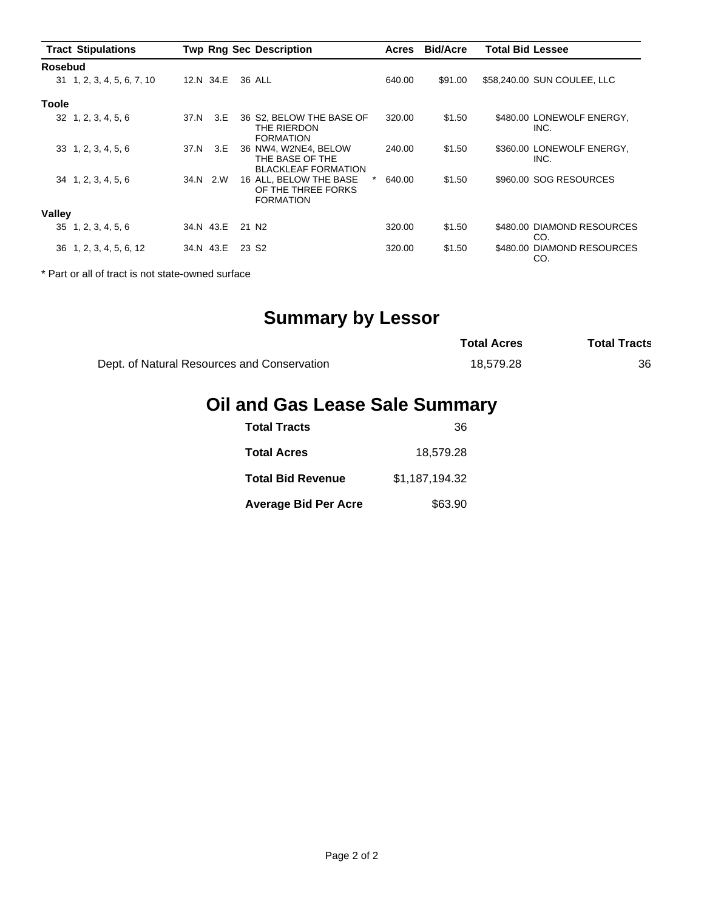| Tract | Stipulations | Twp | Rng | Sec | Description | | Acres | Bid/Acre | Total Bid | Lessee |
|---|---|---|---|---|---|---|---|---|---|---|
| **Rosebud** | | | | | | | | | | |
| 31 | 1, 2, 3, 4, 5, 6, 7, 10 | 12.N | 34.E | 36 | ALL | | 640.00 | $91.00 | $58,240.00 | SUN COULEE, LLC |
| **Toole** | | | | | | | | | | |
| 32 | 1, 2, 3, 4, 5, 6 | 37.N | 3.E | 36 | S2, BELOW THE BASE OF THE RIERDON FORMATION | | 320.00 | $1.50 | $480.00 | LONEWOLF ENERGY, INC. |
| 33 | 1, 2, 3, 4, 5, 6 | 37.N | 3.E | 36 | NW4, W2NE4, BELOW THE BASE OF THE BLACKLEAF FORMATION | | 240.00 | $1.50 | $360.00 | LONEWOLF ENERGY, INC. |
| 34 | 1, 2, 3, 4, 5, 6 | 34.N | 2.W | 16 | ALL, BELOW THE BASE OF THE THREE FORKS FORMATION | * | 640.00 | $1.50 | $960.00 | SOG RESOURCES |
| **Valley** | | | | | | | | | | |
| 35 | 1, 2, 3, 4, 5, 6 | 34.N | 43.E | 21 | N2 | | 320.00 | $1.50 | $480.00 | DIAMOND RESOURCES CO. |
| 36 | 1, 2, 3, 4, 5, 6, 12 | 34.N | 43.E | 23 | S2 | | 320.00 | $1.50 | $480.00 | DIAMOND RESOURCES CO. |

* Part or all of tract is not state-owned surface

## Summary by Lessor

| | Total Acres | Total Tracts |
|---|---|---|
| Dept. of Natural Resources and Conservation | 18,579.28 | 36 |

## Oil and Gas Lease Sale Summary

| | |
|---|---|
| **Total Tracts** | 36 |
| **Total Acres** | 18,579.28 |
| **Total Bid Revenue** | $1,187,194.32 |
| **Average Bid Per Acre** | $63.90 |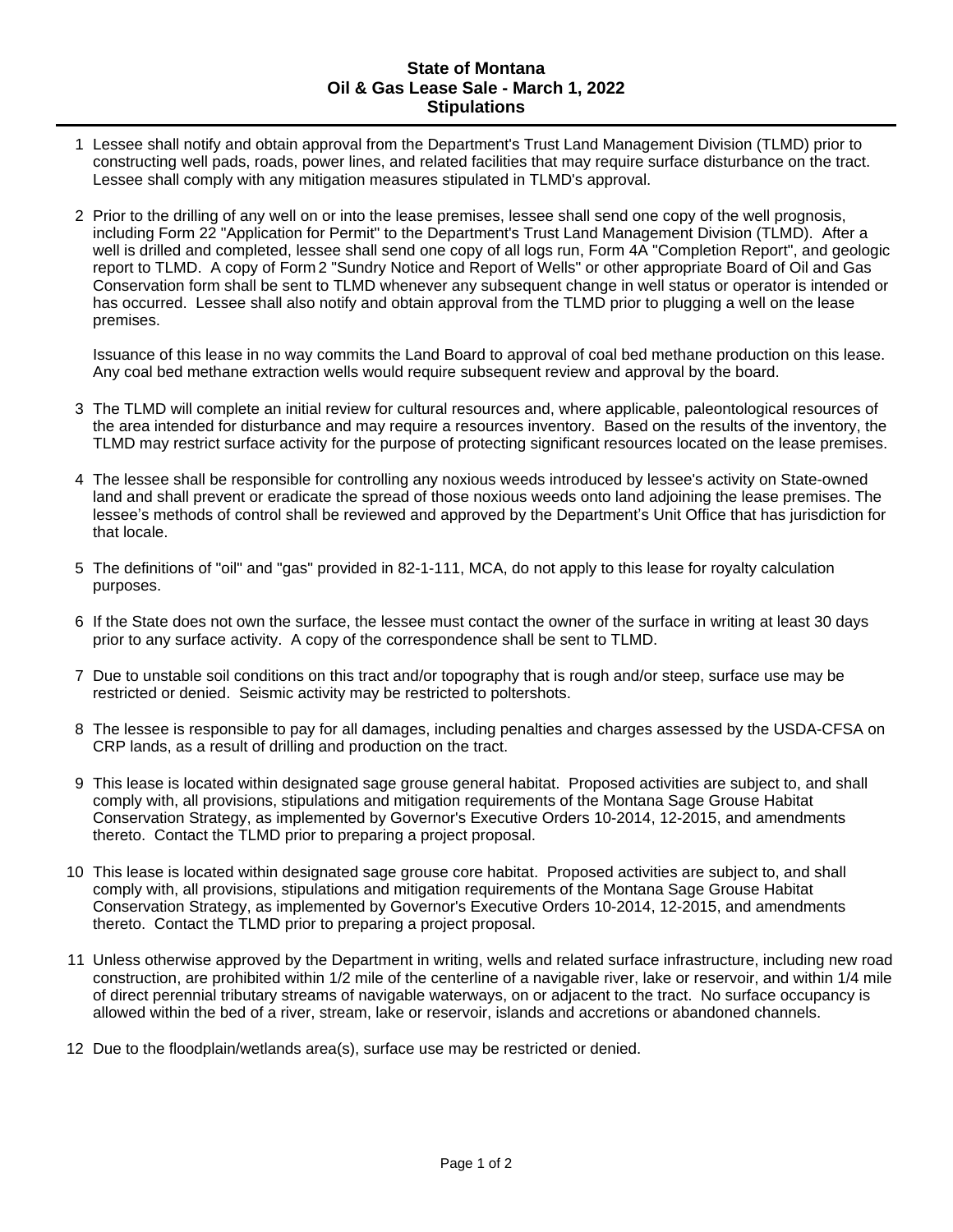# State of Montana
## Oil & Gas Lease Sale - March 1, 2022
## Stipulations

1. Lessee shall notify and obtain approval from the Department's Trust Land Management Division (TLMD) prior to constructing well pads, roads, power lines, and related facilities that may require surface disturbance on the tract. Lessee shall comply with any mitigation measures stipulated in TLMD's approval.

2. Prior to the drilling of any well on or into the lease premises, lessee shall send one copy of the well prognosis, including Form 22 "Application for Permit" to the Department's Trust Land Management Division (TLMD). After a well is drilled and completed, lessee shall send one copy of all logs run, Form 4A "Completion Report", and geologic report to TLMD. A copy of Form 2 "Sundry Notice and Report of Wells" or other appropriate Board of Oil and Gas Conservation form shall be sent to TLMD whenever any subsequent change in well status or operator is intended or has occurred. Lessee shall also notify and obtain approval from the TLMD prior to plugging a well on the lease premises.

   Issuance of this lease in no way commits the Land Board to approval of coal bed methane production on this lease. Any coal bed methane extraction wells would require subsequent review and approval by the board.

3. The TLMD will complete an initial review for cultural resources and, where applicable, paleontological resources of the area intended for disturbance and may require a resources inventory. Based on the results of the inventory, the TLMD may restrict surface activity for the purpose of protecting significant resources located on the lease premises.

4. The lessee shall be responsible for controlling any noxious weeds introduced by lessee's activity on State-owned land and shall prevent or eradicate the spread of those noxious weeds onto land adjoining the lease premises. The lessee's methods of control shall be reviewed and approved by the Department's Unit Office that has jurisdiction for that locale.

5. The definitions of "oil" and "gas" provided in 82-1-111, MCA, do not apply to this lease for royalty calculation purposes.

6. If the State does not own the surface, the lessee must contact the owner of the surface in writing at least 30 days prior to any surface activity. A copy of the correspondence shall be sent to TLMD.

7. Due to unstable soil conditions on this tract and/or topography that is rough and/or steep, surface use may be restricted or denied. Seismic activity may be restricted to poltershots.

8. The lessee is responsible to pay for all damages, including penalties and charges assessed by the USDA-CFSA on CRP lands, as a result of drilling and production on the tract.

9. This lease is located within designated sage grouse general habitat. Proposed activities are subject to, and shall comply with, all provisions, stipulations and mitigation requirements of the Montana Sage Grouse Habitat Conservation Strategy, as implemented by Governor's Executive Orders 10-2014, 12-2015, and amendments thereto. Contact the TLMD prior to preparing a project proposal.

10. This lease is located within designated sage grouse core habitat. Proposed activities are subject to, and shall comply with, all provisions, stipulations and mitigation requirements of the Montana Sage Grouse Habitat Conservation Strategy, as implemented by Governor's Executive Orders 10-2014, 12-2015, and amendments thereto. Contact the TLMD prior to preparing a project proposal.

11. Unless otherwise approved by the Department in writing, wells and related surface infrastructure, including new road construction, are prohibited within 1/2 mile of the centerline of a navigable river, lake or reservoir, and within 1/4 mile of direct perennial tributary streams of navigable waterways, on or adjacent to the tract. No surface occupancy is allowed within the bed of a river, stream, lake or reservoir, islands and accretions or abandoned channels.

12. Due to the floodplain/wetlands area(s), surface use may be restricted or denied.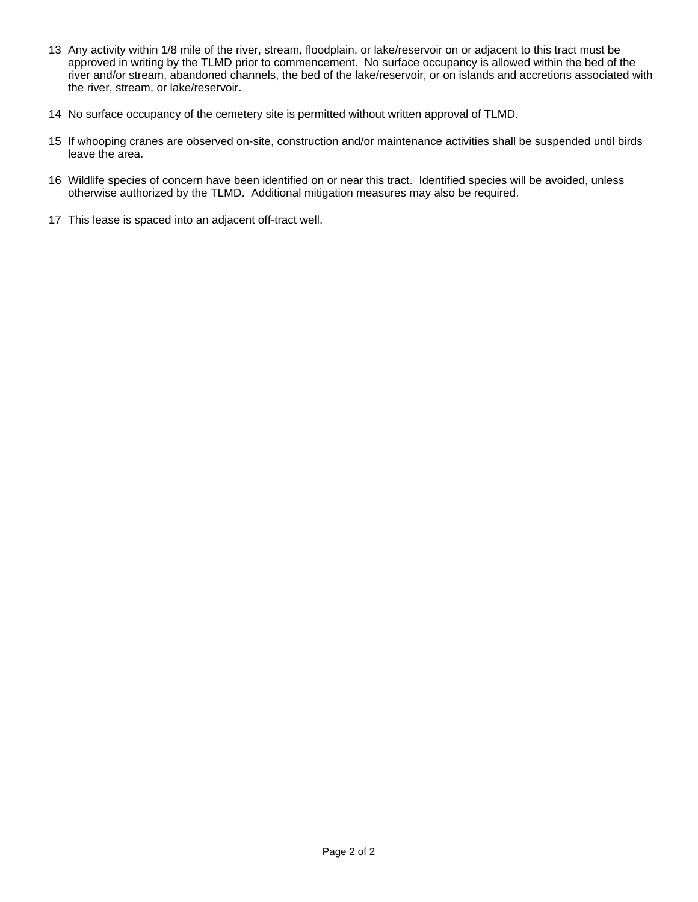13. Any activity within 1/8 mile of the river, stream, floodplain, or lake/reservoir on or adjacent to this tract must be approved in writing by the TLMD prior to commencement. No surface occupancy is allowed within the bed of the river and/or stream, abandoned channels, the bed of the lake/reservoir, or on islands and accretions associated with the river, stream, or lake/reservoir.

14. No surface occupancy of the cemetery site is permitted without written approval of TLMD.

15. If whooping cranes are observed on-site, construction and/or maintenance activities shall be suspended until birds leave the area.

16. Wildlife species of concern have been identified on or near this tract. Identified species will be avoided, unless otherwise authorized by the TLMD. Additional mitigation measures may also be required.

17. This lease is spaced into an adjacent off-tract well.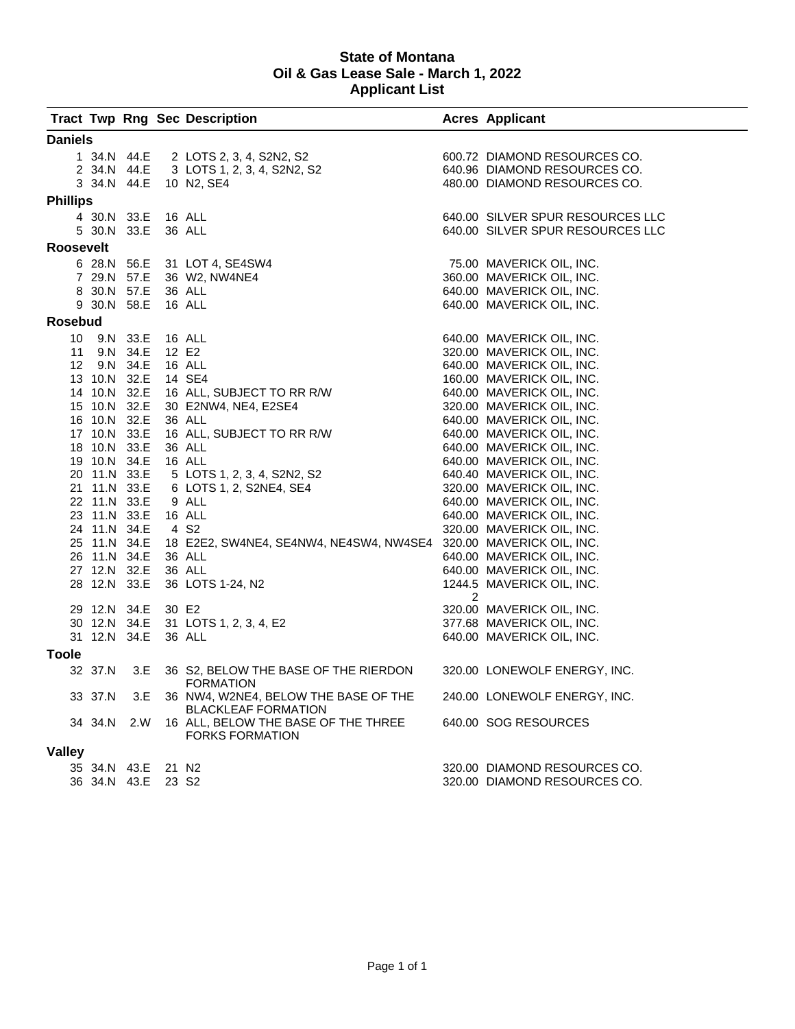# State of Montana
## Oil & Gas Lease Sale - March 1, 2022
## Applicant List

| Tract | Twp | Rng | Sec | Description | Acres | Applicant |
|---|---|---|---|---|---|---|
| **Daniels** | | | | | | |
| 1 | 34.N | 44.E | 2 | LOTS 2, 3, 4, S2N2, S2 | 600.72 | DIAMOND RESOURCES CO. |
| 2 | 34.N | 44.E | 3 | LOTS 1, 2, 3, 4, S2N2, S2 | 640.96 | DIAMOND RESOURCES CO. |
| 3 | 34.N | 44.E | 10 | N2, SE4 | 480.00 | DIAMOND RESOURCES CO. |
| **Phillips** | | | | | | |
| 4 | 30.N | 33.E | 16 | ALL | 640.00 | SILVER SPUR RESOURCES LLC |
| 5 | 30.N | 33.E | 36 | ALL | 640.00 | SILVER SPUR RESOURCES LLC |
| **Roosevelt** | | | | | | |
| 6 | 28.N | 56.E | 31 | LOT 4, SE4SW4 | 75.00 | MAVERICK OIL, INC. |
| 7 | 29.N | 57.E | 36 | W2, NW4NE4 | 360.00 | MAVERICK OIL, INC. |
| 8 | 30.N | 57.E | 36 | ALL | 640.00 | MAVERICK OIL, INC. |
| 9 | 30.N | 58.E | 16 | ALL | 640.00 | MAVERICK OIL, INC. |
| **Rosebud** | | | | | | |
| 10 | 9.N | 33.E | 16 | ALL | 640.00 | MAVERICK OIL, INC. |
| 11 | 9.N | 34.E | 12 | E2 | 320.00 | MAVERICK OIL, INC. |
| 12 | 9.N | 34.E | 16 | ALL | 640.00 | MAVERICK OIL, INC. |
| 13 | 10.N | 32.E | 14 | SE4 | 160.00 | MAVERICK OIL, INC. |
| 14 | 10.N | 32.E | 16 | ALL, SUBJECT TO RR R/W | 640.00 | MAVERICK OIL, INC. |
| 15 | 10.N | 32.E | 30 | E2NW4, NE4, E2SE4 | 320.00 | MAVERICK OIL, INC. |
| 16 | 10.N | 32.E | 36 | ALL | 640.00 | MAVERICK OIL, INC. |
| 17 | 10.N | 33.E | 16 | ALL, SUBJECT TO RR R/W | 640.00 | MAVERICK OIL, INC. |
| 18 | 10.N | 33.E | 36 | ALL | 640.00 | MAVERICK OIL, INC. |
| 19 | 10.N | 34.E | 16 | ALL | 640.00 | MAVERICK OIL, INC. |
| 20 | 11.N | 33.E | 5 | LOTS 1, 2, 3, 4, S2N2, S2 | 640.40 | MAVERICK OIL, INC. |
| 21 | 11.N | 33.E | 6 | LOTS 1, 2, S2NE4, SE4 | 320.00 | MAVERICK OIL, INC. |
| 22 | 11.N | 33.E | 9 | ALL | 640.00 | MAVERICK OIL, INC. |
| 23 | 11.N | 33.E | 16 | ALL | 640.00 | MAVERICK OIL, INC. |
| 24 | 11.N | 34.E | 4 | S2 | 320.00 | MAVERICK OIL, INC. |
| 25 | 11.N | 34.E | 18 | E2E2, SW4NE4, SE4NW4, NE4SW4, NW4SE4 | 320.00 | MAVERICK OIL, INC. |
| 26 | 11.N | 34.E | 36 | ALL | 640.00 | MAVERICK OIL, INC. |
| 27 | 12.N | 32.E | 36 | ALL | 640.00 | MAVERICK OIL, INC. |
| 28 | 12.N | 33.E | 36 | LOTS 1-24, N2 | 1244.52 | MAVERICK OIL, INC. |
| 29 | 12.N | 34.E | 30 | E2 | 320.00 | MAVERICK OIL, INC. |
| 30 | 12.N | 34.E | 31 | LOTS 1, 2, 3, 4, E2 | 377.68 | MAVERICK OIL, INC. |
| 31 | 12.N | 34.E | 36 | ALL | 640.00 | MAVERICK OIL, INC. |
| **Toole** | | | | | | |
| 32 | 37.N | 3.E | 36 | S2, BELOW THE BASE OF THE RIERDON FORMATION | 320.00 | LONEWOLF ENERGY, INC. |
| 33 | 37.N | 3.E | 36 | NW4, W2NE4, BELOW THE BASE OF THE BLACKLEAF FORMATION | 240.00 | LONEWOLF ENERGY, INC. |
| 34 | 34.N | 2.W | 16 | ALL, BELOW THE BASE OF THE THREE FORKS FORMATION | 640.00 | SOG RESOURCES |
| **Valley** | | | | | | |
| 35 | 34.N | 43.E | 21 | N2 | 320.00 | DIAMOND RESOURCES CO. |
| 36 | 34.N | 43.E | 23 | S2 | 320.00 | DIAMOND RESOURCES CO. |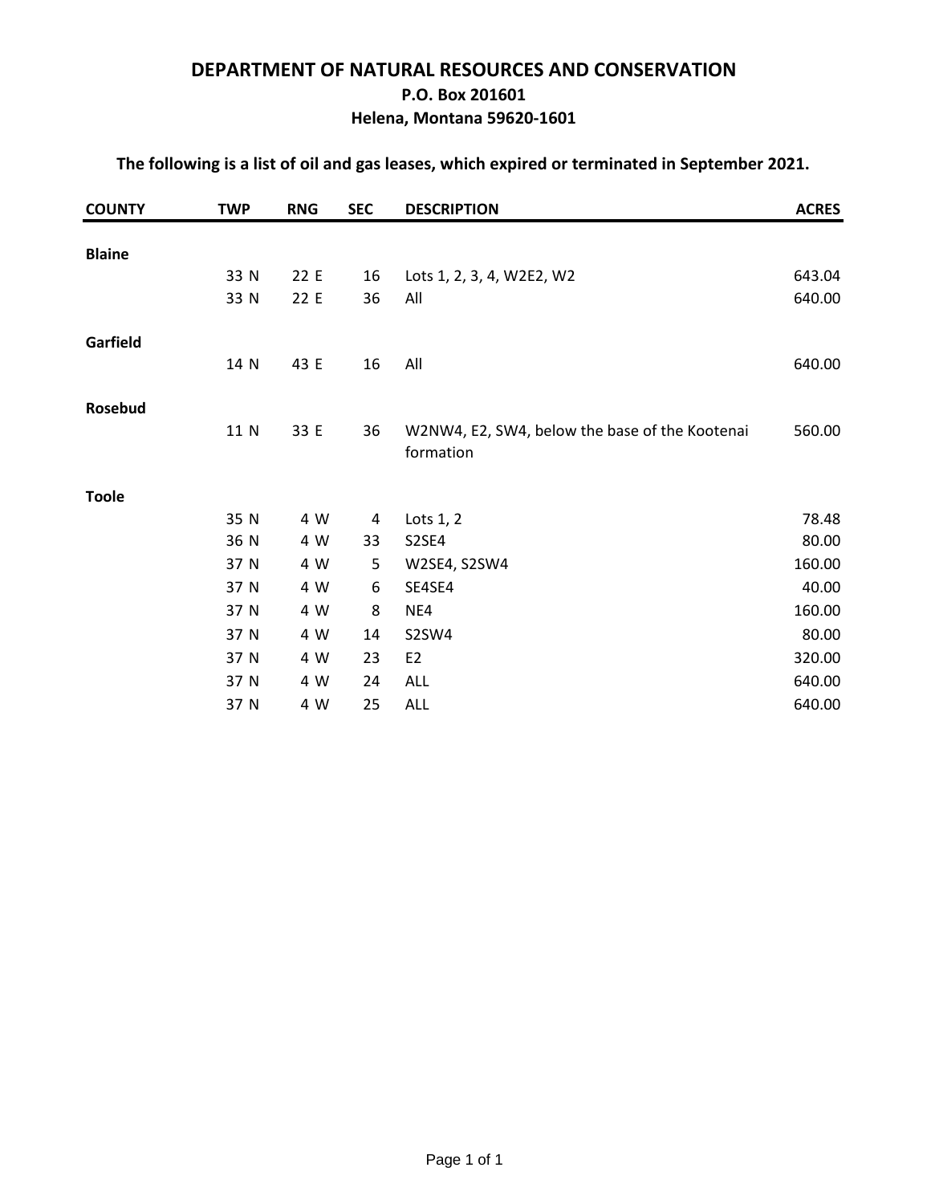# DEPARTMENT OF NATURAL RESOURCES AND CONSERVATION

**P.O. Box 201601**

**Helena, Montana 59620-1601**

**The following is a list of oil and gas leases, which expired or terminated in September 2021.**

| COUNTY | TWP | RNG | SEC | DESCRIPTION | ACRES |
|---|---|---|---|---|---|
| **Blaine** | | | | | |
| | 33 N | 22 E | 16 | Lots 1, 2, 3, 4, W2E2, W2 | 643.04 |
| | 33 N | 22 E | 36 | All | 640.00 |
| **Garfield** | | | | | |
| | 14 N | 43 E | 16 | All | 640.00 |
| **Rosebud** | | | | | |
| | 11 N | 33 E | 36 | W2NW4, E2, SW4, below the base of the Kootenai formation | 560.00 |
| **Toole** | | | | | |
| | 35 N | 4 W | 4 | Lots 1, 2 | 78.48 |
| | 36 N | 4 W | 33 | S2SE4 | 80.00 |
| | 37 N | 4 W | 5 | W2SE4, S2SW4 | 160.00 |
| | 37 N | 4 W | 6 | SE4SE4 | 40.00 |
| | 37 N | 4 W | 8 | NE4 | 160.00 |
| | 37 N | 4 W | 14 | S2SW4 | 80.00 |
| | 37 N | 4 W | 23 | E2 | 320.00 |
| | 37 N | 4 W | 24 | ALL | 640.00 |
| | 37 N | 4 W | 25 | ALL | 640.00 |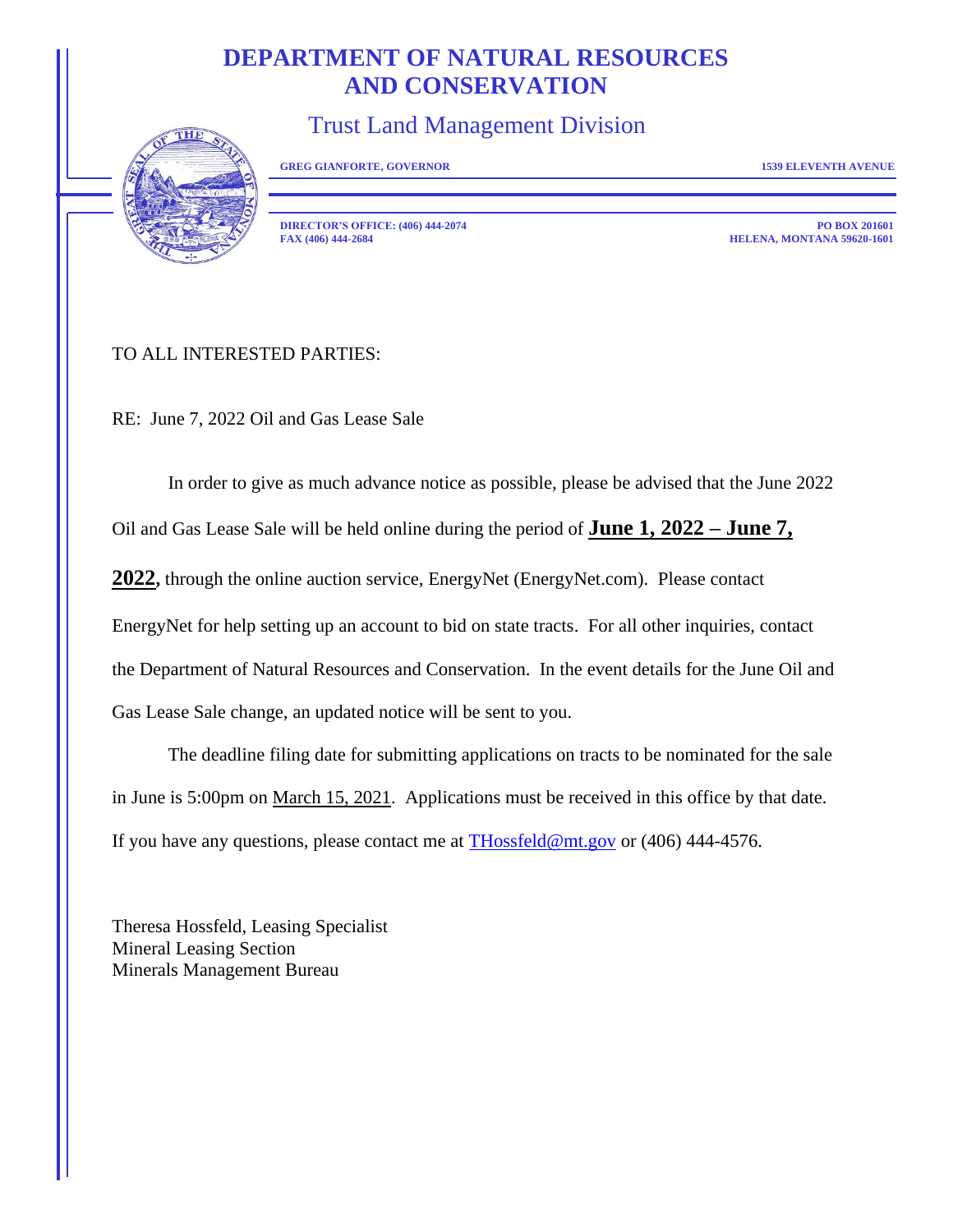# DEPARTMENT OF NATURAL RESOURCES AND CONSERVATION

## Trust Land Management Division

**GREG GIANFORTE, GOVERNOR** **1539 ELEVENTH AVENUE**

**DIRECTOR'S OFFICE: (406) 444-2074**
**FAX (406) 444-2684**

**PO BOX 201601**
**HELENA, MONTANA 59620-1601**

TO ALL INTERESTED PARTIES:

RE: June 7, 2022 Oil and Gas Lease Sale

In order to give as much advance notice as possible, please be advised that the June 2022 Oil and Gas Lease Sale will be held online during the period of **June 1, 2022 – June 7, 2022,** through the online auction service, EnergyNet (EnergyNet.com). Please contact EnergyNet for help setting up an account to bid on state tracts. For all other inquiries, contact the Department of Natural Resources and Conservation. In the event details for the June Oil and Gas Lease Sale change, an updated notice will be sent to you.

The deadline filing date for submitting applications on tracts to be nominated for the sale in June is 5:00pm on March 15, 2021. Applications must be received in this office by that date. If you have any questions, please contact me at THossfeld@mt.gov or (406) 444-4576.

Theresa Hossfeld, Leasing Specialist
Mineral Leasing Section
Minerals Management Bureau